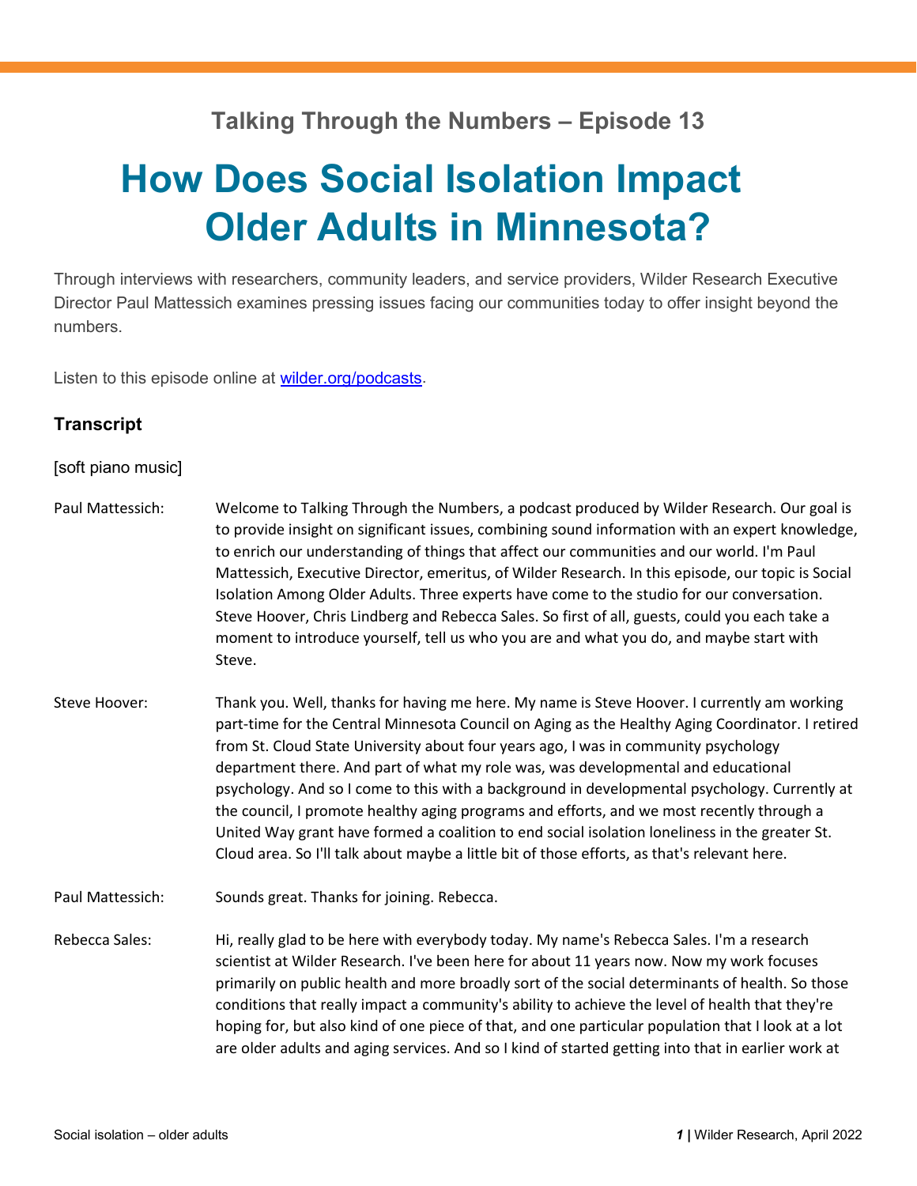## Talking Through the Numbers – Episode 13

# How Does Social Isolation Impact Older Adults in Minnesota?

Through interviews with researchers, community leaders, and service providers, Wilder Research Executive Director Paul Mattessich examines pressing issues facing our communities today to offer insight beyond the numbers.

Listen to this episode online at [wilder.org/podcasts](wilder.org/podcasts).

### Transcript

[soft piano music]

**Paul Mattessich:** Welcome to Talking Through the Numbers, a podcast produced by Wilder Research. Our goal is to provide insight on significant issues, combining sound information with an expert knowledge, to enrich our understanding of things that affect our communities and our world. I'm Paul Mattessich, Executive Director, emeritus, of Wilder Research. In this episode, our topic is Social Isolation Among Older Adults. Three experts have come to the studio for our conversation. Steve Hoover, Chris Lindberg and Rebecca Sales. So first of all, guests, could you each take a moment to introduce yourself, tell us who you are and what you do, and maybe start with Steve.

**Steve Hoover:** Thank you. Well, thanks for having me here. My name is Steve Hoover. I currently am working part-time for the Central Minnesota Council on Aging as the Healthy Aging Coordinator. I retired from St. Cloud State University about four years ago, I was in community psychology department there. And part of what my role was, was developmental and educational psychology. And so I come to this with a background in developmental psychology. Currently at the council, I promote healthy aging programs and efforts, and we most recently through a United Way grant have formed a coalition to end social isolation loneliness in the greater St. Cloud area. So I'll talk about maybe a little bit of those efforts, as that's relevant here.

**Paul Mattessich:** Sounds great. Thanks for joining. Rebecca.

**Rebecca Sales:** Hi, really glad to be here with everybody today. My name's Rebecca Sales. I'm a research scientist at Wilder Research. I've been here for about 11 years now. Now my work focuses primarily on public health and more broadly sort of the social determinants of health. So those conditions that really impact a community's ability to achieve the level of health that they're hoping for, but also kind of one piece of that, and one particular population that I look at a lot are older adults and aging services. And so I kind of started getting into that in earlier work at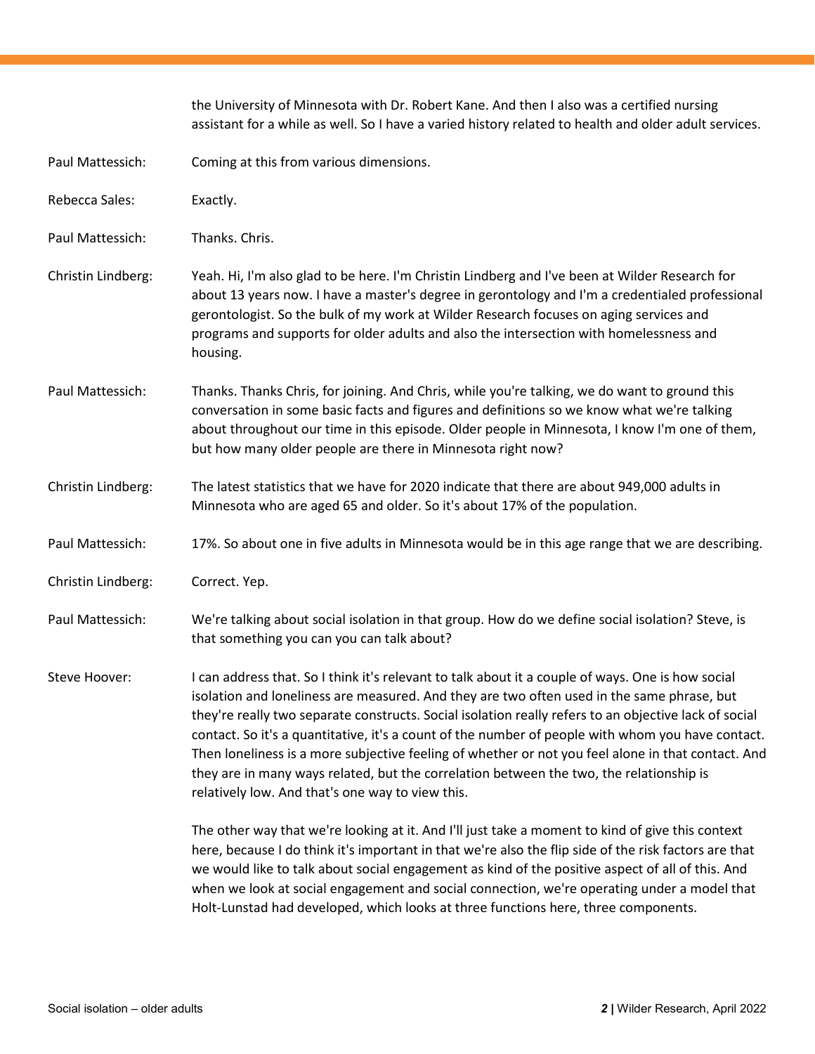the University of Minnesota with Dr. Robert Kane. And then I also was a certified nursing assistant for a while as well. So I have a varied history related to health and older adult services.

Paul Mattessich: Coming at this from various dimensions.

Rebecca Sales: Exactly.

Paul Mattessich: Thanks. Chris.

Christin Lindberg: Yeah. Hi, I'm also glad to be here. I'm Christin Lindberg and I've been at Wilder Research for about 13 years now. I have a master's degree in gerontology and I'm a credentialed professional gerontologist. So the bulk of my work at Wilder Research focuses on aging services and programs and supports for older adults and also the intersection with homelessness and housing.

Paul Mattessich: Thanks. Thanks Chris, for joining. And Chris, while you're talking, we do want to ground this conversation in some basic facts and figures and definitions so we know what we're talking about throughout our time in this episode. Older people in Minnesota, I know I'm one of them, but how many older people are there in Minnesota right now?

Christin Lindberg: The latest statistics that we have for 2020 indicate that there are about 949,000 adults in Minnesota who are aged 65 and older. So it's about 17% of the population.

Paul Mattessich: 17%. So about one in five adults in Minnesota would be in this age range that we are describing.

Christin Lindberg: Correct. Yep.

Paul Mattessich: We're talking about social isolation in that group. How do we define social isolation? Steve, is that something you can you can talk about?

Steve Hoover: I can address that. So I think it's relevant to talk about it a couple of ways. One is how social isolation and loneliness are measured. And they are two often used in the same phrase, but they're really two separate constructs. Social isolation really refers to an objective lack of social contact. So it's a quantitative, it's a count of the number of people with whom you have contact. Then loneliness is a more subjective feeling of whether or not you feel alone in that contact. And they are in many ways related, but the correlation between the two, the relationship is relatively low. And that's one way to view this.

The other way that we're looking at it. And I'll just take a moment to kind of give this context here, because I do think it's important in that we're also the flip side of the risk factors are that we would like to talk about social engagement as kind of the positive aspect of all of this. And when we look at social engagement and social connection, we're operating under a model that Holt-Lunstad had developed, which looks at three functions here, three components.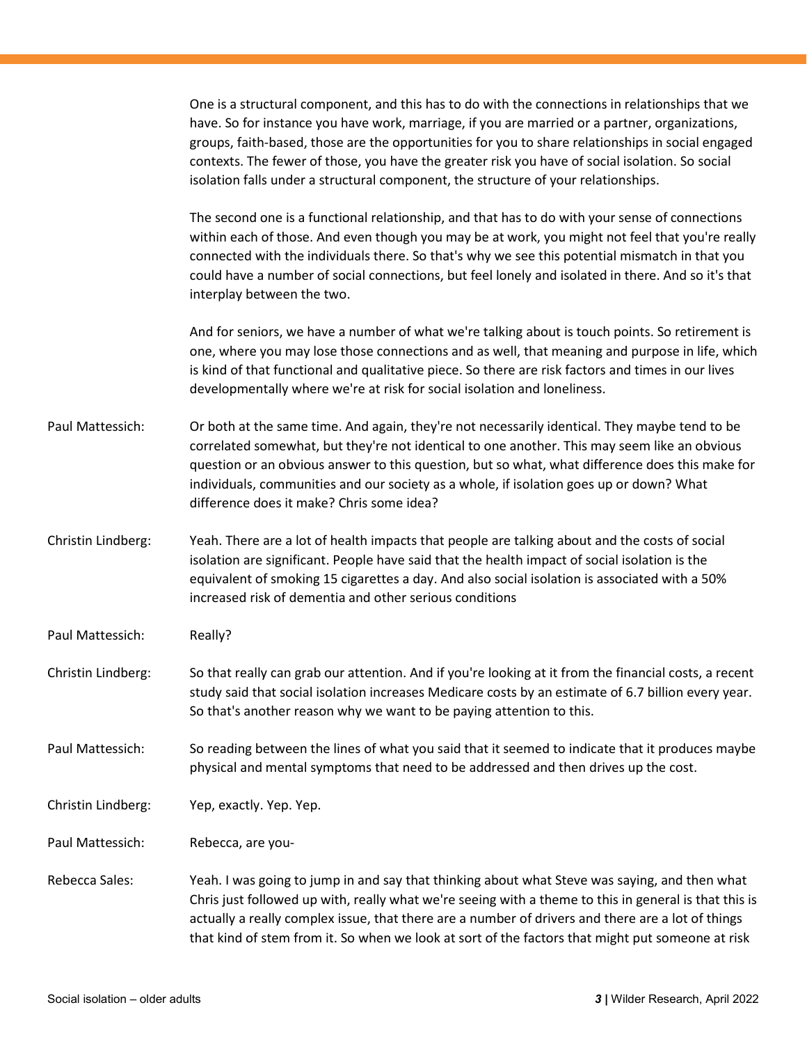One is a structural component, and this has to do with the connections in relationships that we have. So for instance you have work, marriage, if you are married or a partner, organizations, groups, faith-based, those are the opportunities for you to share relationships in social engaged contexts. The fewer of those, you have the greater risk you have of social isolation. So social isolation falls under a structural component, the structure of your relationships.

The second one is a functional relationship, and that has to do with your sense of connections within each of those. And even though you may be at work, you might not feel that you're really connected with the individuals there. So that's why we see this potential mismatch in that you could have a number of social connections, but feel lonely and isolated in there. And so it's that interplay between the two.

And for seniors, we have a number of what we're talking about is touch points. So retirement is one, where you may lose those connections and as well, that meaning and purpose in life, which is kind of that functional and qualitative piece. So there are risk factors and times in our lives developmentally where we're at risk for social isolation and loneliness.

**Paul Mattessich:** Or both at the same time. And again, they're not necessarily identical. They maybe tend to be correlated somewhat, but they're not identical to one another. This may seem like an obvious question or an obvious answer to this question, but so what, what difference does this make for individuals, communities and our society as a whole, if isolation goes up or down? What difference does it make? Chris some idea?

**Christin Lindberg:** Yeah. There are a lot of health impacts that people are talking about and the costs of social isolation are significant. People have said that the health impact of social isolation is the equivalent of smoking 15 cigarettes a day. And also social isolation is associated with a 50% increased risk of dementia and other serious conditions

**Paul Mattessich:** Really?

**Christin Lindberg:** So that really can grab our attention. And if you're looking at it from the financial costs, a recent study said that social isolation increases Medicare costs by an estimate of 6.7 billion every year. So that's another reason why we want to be paying attention to this.

**Paul Mattessich:** So reading between the lines of what you said that it seemed to indicate that it produces maybe physical and mental symptoms that need to be addressed and then drives up the cost.

**Christin Lindberg:** Yep, exactly. Yep. Yep.

**Paul Mattessich:** Rebecca, are you-

**Rebecca Sales:** Yeah. I was going to jump in and say that thinking about what Steve was saying, and then what Chris just followed up with, really what we're seeing with a theme to this in general is that this is actually a really complex issue, that there are a number of drivers and there are a lot of things that kind of stem from it. So when we look at sort of the factors that might put someone at risk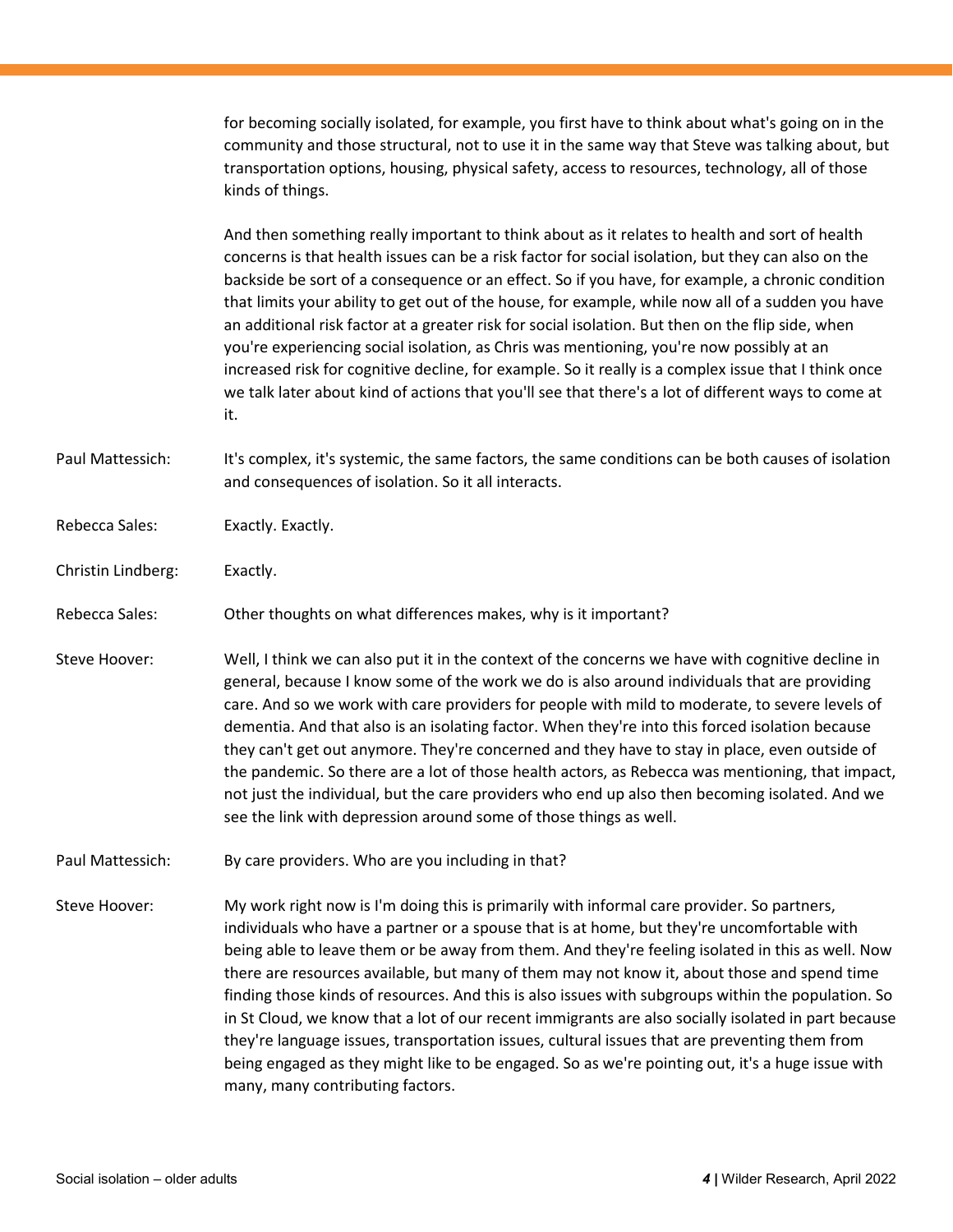for becoming socially isolated, for example, you first have to think about what's going on in the community and those structural, not to use it in the same way that Steve was talking about, but transportation options, housing, physical safety, access to resources, technology, all of those kinds of things.

And then something really important to think about as it relates to health and sort of health concerns is that health issues can be a risk factor for social isolation, but they can also on the backside be sort of a consequence or an effect. So if you have, for example, a chronic condition that limits your ability to get out of the house, for example, while now all of a sudden you have an additional risk factor at a greater risk for social isolation. But then on the flip side, when you're experiencing social isolation, as Chris was mentioning, you're now possibly at an increased risk for cognitive decline, for example. So it really is a complex issue that I think once we talk later about kind of actions that you'll see that there's a lot of different ways to come at it.

Paul Mattessich: It's complex, it's systemic, the same factors, the same conditions can be both causes of isolation and consequences of isolation. So it all interacts.

Rebecca Sales: Exactly. Exactly.

Christin Lindberg: Exactly.

Rebecca Sales: Other thoughts on what differences makes, why is it important?

Steve Hoover: Well, I think we can also put it in the context of the concerns we have with cognitive decline in general, because I know some of the work we do is also around individuals that are providing care. And so we work with care providers for people with mild to moderate, to severe levels of dementia. And that also is an isolating factor. When they're into this forced isolation because they can't get out anymore. They're concerned and they have to stay in place, even outside of the pandemic. So there are a lot of those health actors, as Rebecca was mentioning, that impact, not just the individual, but the care providers who end up also then becoming isolated. And we see the link with depression around some of those things as well.

Paul Mattessich: By care providers. Who are you including in that?

Steve Hoover: My work right now is I'm doing this is primarily with informal care provider. So partners, individuals who have a partner or a spouse that is at home, but they're uncomfortable with being able to leave them or be away from them. And they're feeling isolated in this as well. Now there are resources available, but many of them may not know it, about those and spend time finding those kinds of resources. And this is also issues with subgroups within the population. So in St Cloud, we know that a lot of our recent immigrants are also socially isolated in part because they're language issues, transportation issues, cultural issues that are preventing them from being engaged as they might like to be engaged. So as we're pointing out, it's a huge issue with many, many contributing factors.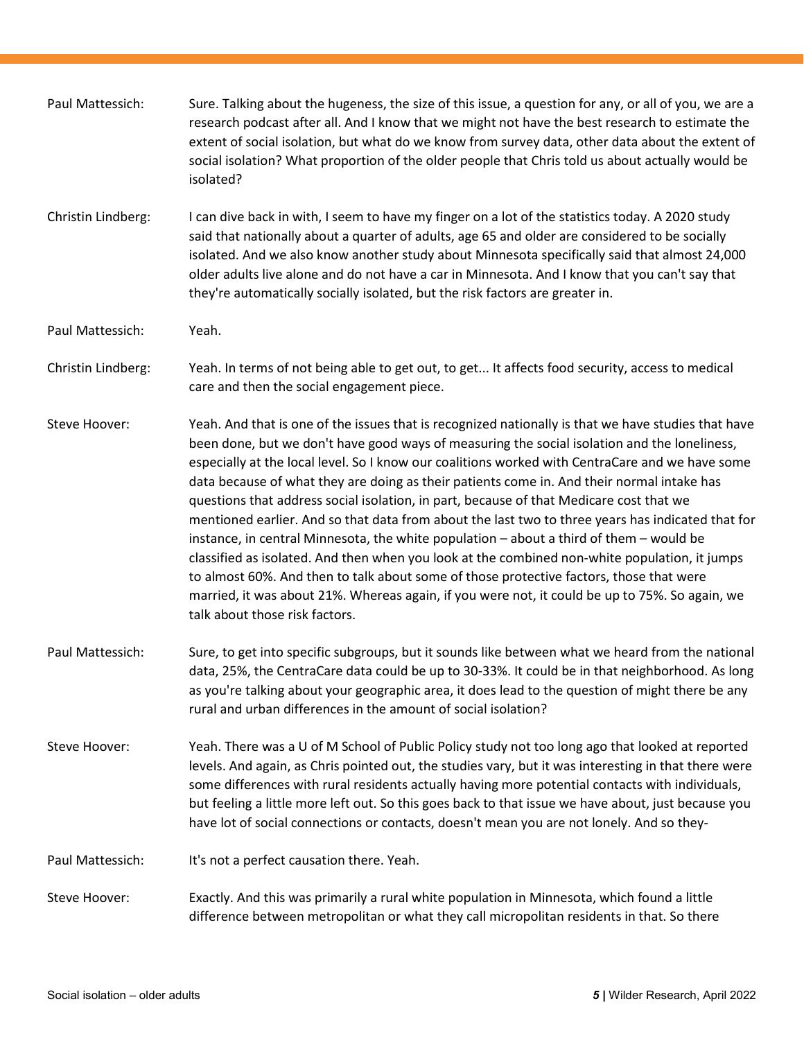Paul Mattessich: Sure. Talking about the hugeness, the size of this issue, a question for any, or all of you, we are a research podcast after all. And I know that we might not have the best research to estimate the extent of social isolation, but what do we know from survey data, other data about the extent of social isolation? What proportion of the older people that Chris told us about actually would be isolated?

Christin Lindberg: I can dive back in with, I seem to have my finger on a lot of the statistics today. A 2020 study said that nationally about a quarter of adults, age 65 and older are considered to be socially isolated. And we also know another study about Minnesota specifically said that almost 24,000 older adults live alone and do not have a car in Minnesota. And I know that you can't say that they're automatically socially isolated, but the risk factors are greater in.

Paul Mattessich: Yeah.

Christin Lindberg: Yeah. In terms of not being able to get out, to get... It affects food security, access to medical care and then the social engagement piece.

Steve Hoover: Yeah. And that is one of the issues that is recognized nationally is that we have studies that have been done, but we don't have good ways of measuring the social isolation and the loneliness, especially at the local level. So I know our coalitions worked with CentraCare and we have some data because of what they are doing as their patients come in. And their normal intake has questions that address social isolation, in part, because of that Medicare cost that we mentioned earlier. And so that data from about the last two to three years has indicated that for instance, in central Minnesota, the white population – about a third of them – would be classified as isolated. And then when you look at the combined non-white population, it jumps to almost 60%. And then to talk about some of those protective factors, those that were married, it was about 21%. Whereas again, if you were not, it could be up to 75%. So again, we talk about those risk factors.

Paul Mattessich: Sure, to get into specific subgroups, but it sounds like between what we heard from the national data, 25%, the CentraCare data could be up to 30-33%. It could be in that neighborhood. As long as you're talking about your geographic area, it does lead to the question of might there be any rural and urban differences in the amount of social isolation?

Steve Hoover: Yeah. There was a U of M School of Public Policy study not too long ago that looked at reported levels. And again, as Chris pointed out, the studies vary, but it was interesting in that there were some differences with rural residents actually having more potential contacts with individuals, but feeling a little more left out. So this goes back to that issue we have about, just because you have lot of social connections or contacts, doesn't mean you are not lonely. And so they-

Paul Mattessich: It's not a perfect causation there. Yeah.

Steve Hoover: Exactly. And this was primarily a rural white population in Minnesota, which found a little difference between metropolitan or what they call micropolitan residents in that. So there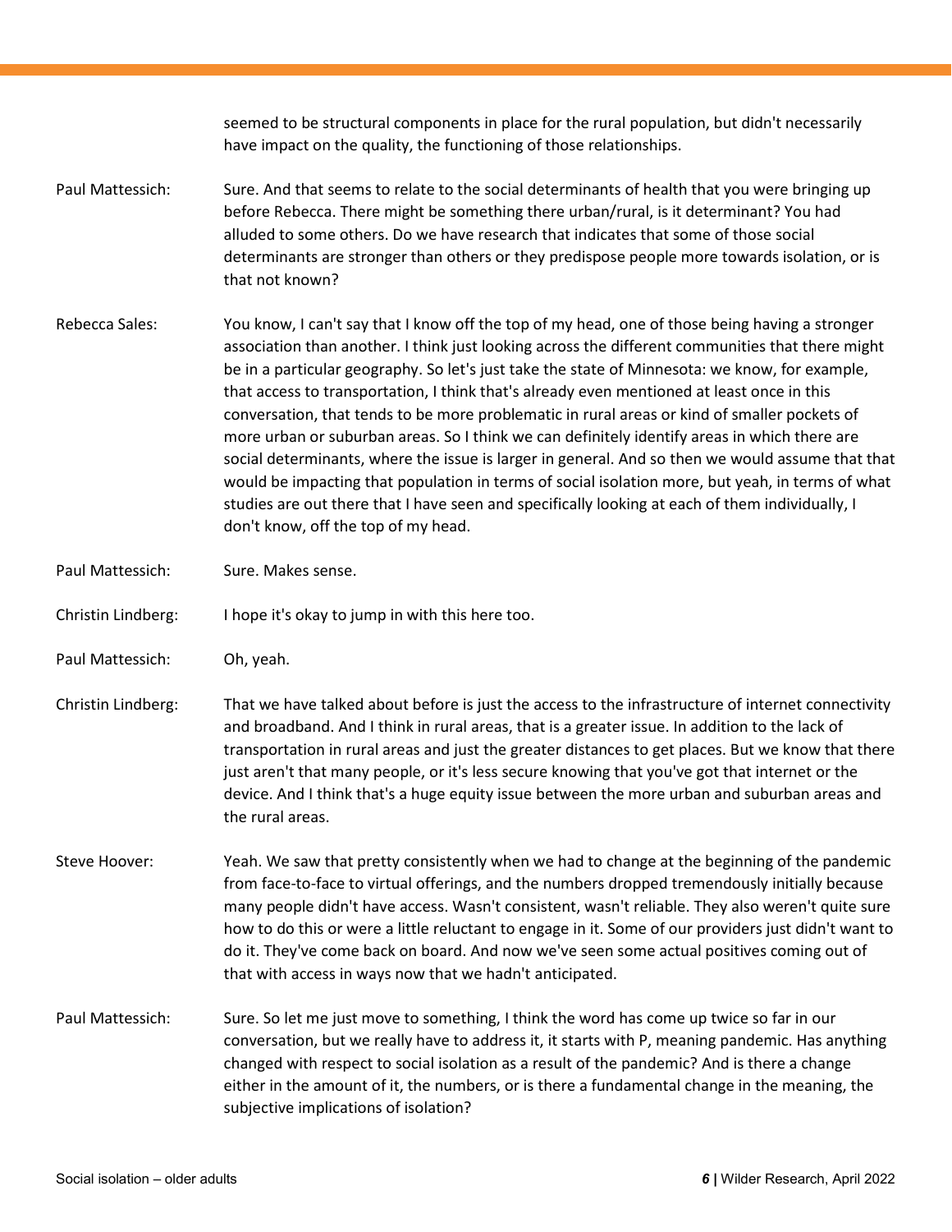seemed to be structural components in place for the rural population, but didn't necessarily have impact on the quality, the functioning of those relationships.

**Paul Mattessich:** Sure. And that seems to relate to the social determinants of health that you were bringing up before Rebecca. There might be something there urban/rural, is it determinant? You had alluded to some others. Do we have research that indicates that some of those social determinants are stronger than others or they predispose people more towards isolation, or is that not known?

**Rebecca Sales:** You know, I can't say that I know off the top of my head, one of those being having a stronger association than another. I think just looking across the different communities that there might be in a particular geography. So let's just take the state of Minnesota: we know, for example, that access to transportation, I think that's already even mentioned at least once in this conversation, that tends to be more problematic in rural areas or kind of smaller pockets of more urban or suburban areas. So I think we can definitely identify areas in which there are social determinants, where the issue is larger in general. And so then we would assume that that would be impacting that population in terms of social isolation more, but yeah, in terms of what studies are out there that I have seen and specifically looking at each of them individually, I don't know, off the top of my head.

**Paul Mattessich:** Sure. Makes sense.

**Christin Lindberg:** I hope it's okay to jump in with this here too.

**Paul Mattessich:** Oh, yeah.

**Christin Lindberg:** That we have talked about before is just the access to the infrastructure of internet connectivity and broadband. And I think in rural areas, that is a greater issue. In addition to the lack of transportation in rural areas and just the greater distances to get places. But we know that there just aren't that many people, or it's less secure knowing that you've got that internet or the device. And I think that's a huge equity issue between the more urban and suburban areas and the rural areas.

**Steve Hoover:** Yeah. We saw that pretty consistently when we had to change at the beginning of the pandemic from face-to-face to virtual offerings, and the numbers dropped tremendously initially because many people didn't have access. Wasn't consistent, wasn't reliable. They also weren't quite sure how to do this or were a little reluctant to engage in it. Some of our providers just didn't want to do it. They've come back on board. And now we've seen some actual positives coming out of that with access in ways now that we hadn't anticipated.

**Paul Mattessich:** Sure. So let me just move to something, I think the word has come up twice so far in our conversation, but we really have to address it, it starts with P, meaning pandemic. Has anything changed with respect to social isolation as a result of the pandemic? And is there a change either in the amount of it, the numbers, or is there a fundamental change in the meaning, the subjective implications of isolation?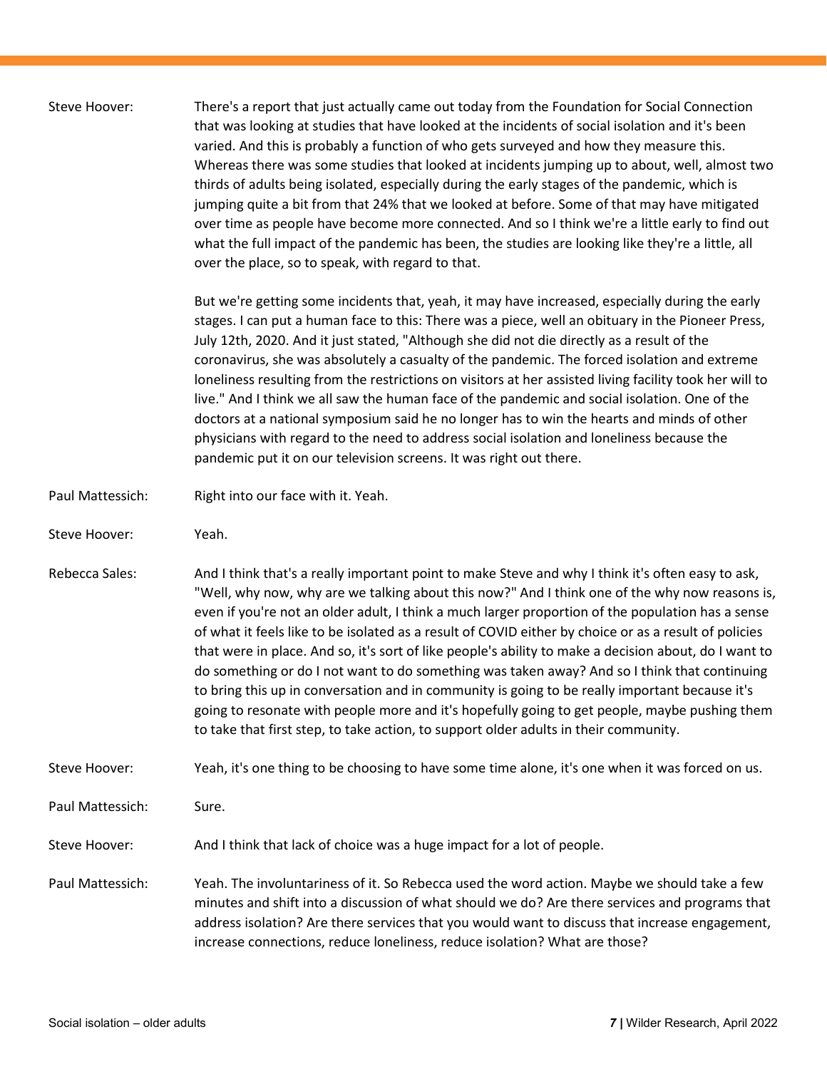Steve Hoover: There's a report that just actually came out today from the Foundation for Social Connection that was looking at studies that have looked at the incidents of social isolation and it's been varied. And this is probably a function of who gets surveyed and how they measure this. Whereas there was some studies that looked at incidents jumping up to about, well, almost two thirds of adults being isolated, especially during the early stages of the pandemic, which is jumping quite a bit from that 24% that we looked at before. Some of that may have mitigated over time as people have become more connected. And so I think we're a little early to find out what the full impact of the pandemic has been, the studies are looking like they're a little, all over the place, so to speak, with regard to that.

But we're getting some incidents that, yeah, it may have increased, especially during the early stages. I can put a human face to this: There was a piece, well an obituary in the Pioneer Press, July 12th, 2020. And it just stated, "Although she did not die directly as a result of the coronavirus, she was absolutely a casualty of the pandemic. The forced isolation and extreme loneliness resulting from the restrictions on visitors at her assisted living facility took her will to live." And I think we all saw the human face of the pandemic and social isolation. One of the doctors at a national symposium said he no longer has to win the hearts and minds of other physicians with regard to the need to address social isolation and loneliness because the pandemic put it on our television screens. It was right out there.

Paul Mattessich: Right into our face with it. Yeah.

Steve Hoover: Yeah.

Rebecca Sales: And I think that's a really important point to make Steve and why I think it's often easy to ask, "Well, why now, why are we talking about this now?" And I think one of the why now reasons is, even if you're not an older adult, I think a much larger proportion of the population has a sense of what it feels like to be isolated as a result of COVID either by choice or as a result of policies that were in place. And so, it's sort of like people's ability to make a decision about, do I want to do something or do I not want to do something was taken away? And so I think that continuing to bring this up in conversation and in community is going to be really important because it's going to resonate with people more and it's hopefully going to get people, maybe pushing them to take that first step, to take action, to support older adults in their community.

Steve Hoover: Yeah, it's one thing to be choosing to have some time alone, it's one when it was forced on us.

Paul Mattessich: Sure.

Steve Hoover: And I think that lack of choice was a huge impact for a lot of people.

Paul Mattessich: Yeah. The involuntariness of it. So Rebecca used the word action. Maybe we should take a few minutes and shift into a discussion of what should we do? Are there services and programs that address isolation? Are there services that you would want to discuss that increase engagement, increase connections, reduce loneliness, reduce isolation? What are those?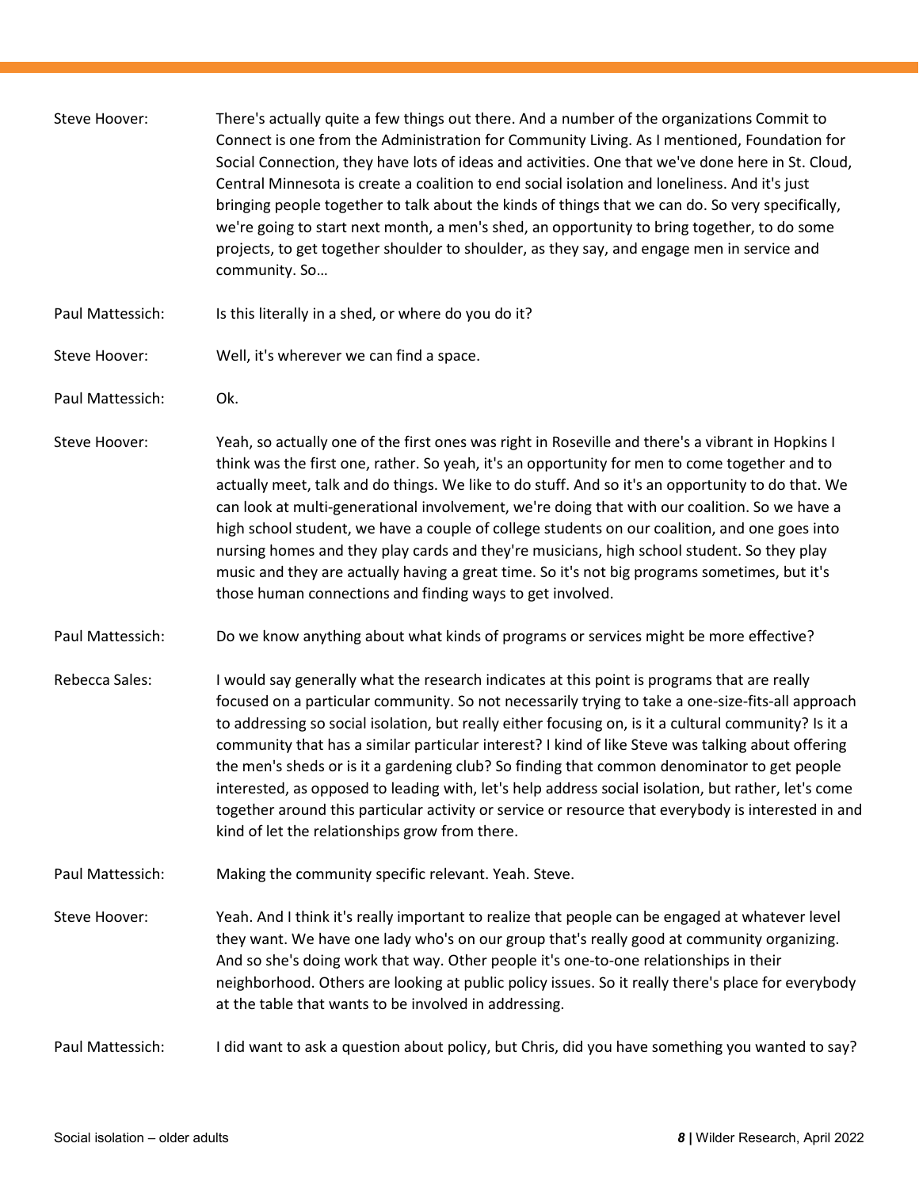Steve Hoover: There's actually quite a few things out there. And a number of the organizations Commit to Connect is one from the Administration for Community Living. As I mentioned, Foundation for Social Connection, they have lots of ideas and activities. One that we've done here in St. Cloud, Central Minnesota is create a coalition to end social isolation and loneliness. And it's just bringing people together to talk about the kinds of things that we can do. So very specifically, we're going to start next month, a men's shed, an opportunity to bring together, to do some projects, to get together shoulder to shoulder, as they say, and engage men in service and community. So…

Paul Mattessich: Is this literally in a shed, or where do you do it?

Steve Hoover: Well, it's wherever we can find a space.

Paul Mattessich: Ok.

Steve Hoover: Yeah, so actually one of the first ones was right in Roseville and there's a vibrant in Hopkins I think was the first one, rather. So yeah, it's an opportunity for men to come together and to actually meet, talk and do things. We like to do stuff. And so it's an opportunity to do that. We can look at multi-generational involvement, we're doing that with our coalition. So we have a high school student, we have a couple of college students on our coalition, and one goes into nursing homes and they play cards and they're musicians, high school student. So they play music and they are actually having a great time. So it's not big programs sometimes, but it's those human connections and finding ways to get involved.

Paul Mattessich: Do we know anything about what kinds of programs or services might be more effective?

Rebecca Sales: I would say generally what the research indicates at this point is programs that are really focused on a particular community. So not necessarily trying to take a one-size-fits-all approach to addressing so social isolation, but really either focusing on, is it a cultural community? Is it a community that has a similar particular interest? I kind of like Steve was talking about offering the men's sheds or is it a gardening club? So finding that common denominator to get people interested, as opposed to leading with, let's help address social isolation, but rather, let's come together around this particular activity or service or resource that everybody is interested in and kind of let the relationships grow from there.

Paul Mattessich: Making the community specific relevant. Yeah. Steve.

Steve Hoover: Yeah. And I think it's really important to realize that people can be engaged at whatever level they want. We have one lady who's on our group that's really good at community organizing. And so she's doing work that way. Other people it's one-to-one relationships in their neighborhood. Others are looking at public policy issues. So it really there's place for everybody at the table that wants to be involved in addressing.

Paul Mattessich: I did want to ask a question about policy, but Chris, did you have something you wanted to say?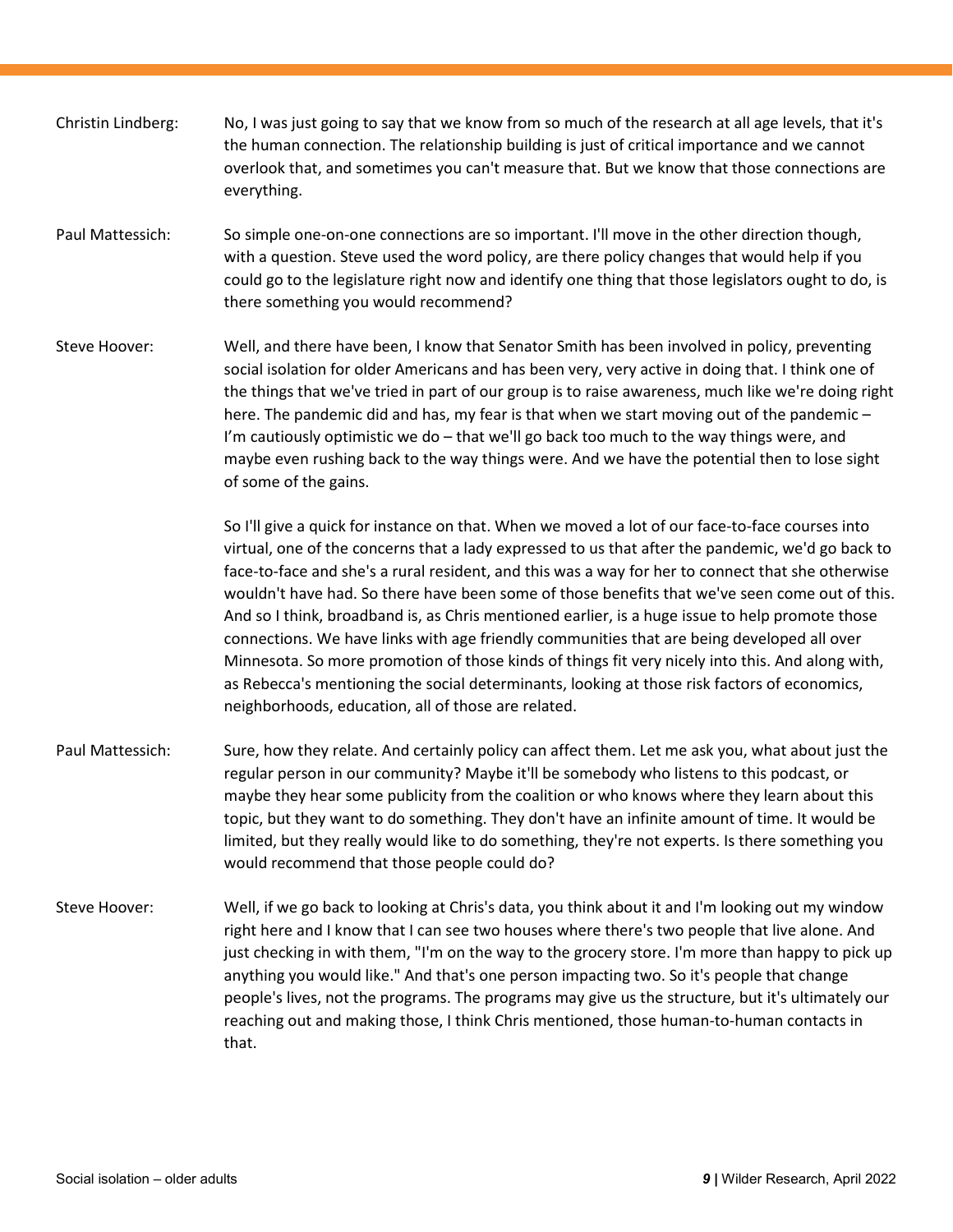**Christin Lindberg:** No, I was just going to say that we know from so much of the research at all age levels, that it's the human connection. The relationship building is just of critical importance and we cannot overlook that, and sometimes you can't measure that. But we know that those connections are everything.

**Paul Mattessich:** So simple one-on-one connections are so important. I'll move in the other direction though, with a question. Steve used the word policy, are there policy changes that would help if you could go to the legislature right now and identify one thing that those legislators ought to do, is there something you would recommend?

**Steve Hoover:** Well, and there have been, I know that Senator Smith has been involved in policy, preventing social isolation for older Americans and has been very, very active in doing that. I think one of the things that we've tried in part of our group is to raise awareness, much like we're doing right here. The pandemic did and has, my fear is that when we start moving out of the pandemic – I'm cautiously optimistic we do – that we'll go back too much to the way things were, and maybe even rushing back to the way things were. And we have the potential then to lose sight of some of the gains.

So I'll give a quick for instance on that. When we moved a lot of our face-to-face courses into virtual, one of the concerns that a lady expressed to us that after the pandemic, we'd go back to face-to-face and she's a rural resident, and this was a way for her to connect that she otherwise wouldn't have had. So there have been some of those benefits that we've seen come out of this. And so I think, broadband is, as Chris mentioned earlier, is a huge issue to help promote those connections. We have links with age friendly communities that are being developed all over Minnesota. So more promotion of those kinds of things fit very nicely into this. And along with, as Rebecca's mentioning the social determinants, looking at those risk factors of economics, neighborhoods, education, all of those are related.

**Paul Mattessich:** Sure, how they relate. And certainly policy can affect them. Let me ask you, what about just the regular person in our community? Maybe it'll be somebody who listens to this podcast, or maybe they hear some publicity from the coalition or who knows where they learn about this topic, but they want to do something. They don't have an infinite amount of time. It would be limited, but they really would like to do something, they're not experts. Is there something you would recommend that those people could do?

**Steve Hoover:** Well, if we go back to looking at Chris's data, you think about it and I'm looking out my window right here and I know that I can see two houses where there's two people that live alone. And just checking in with them, "I'm on the way to the grocery store. I'm more than happy to pick up anything you would like." And that's one person impacting two. So it's people that change people's lives, not the programs. The programs may give us the structure, but it's ultimately our reaching out and making those, I think Chris mentioned, those human-to-human contacts in that.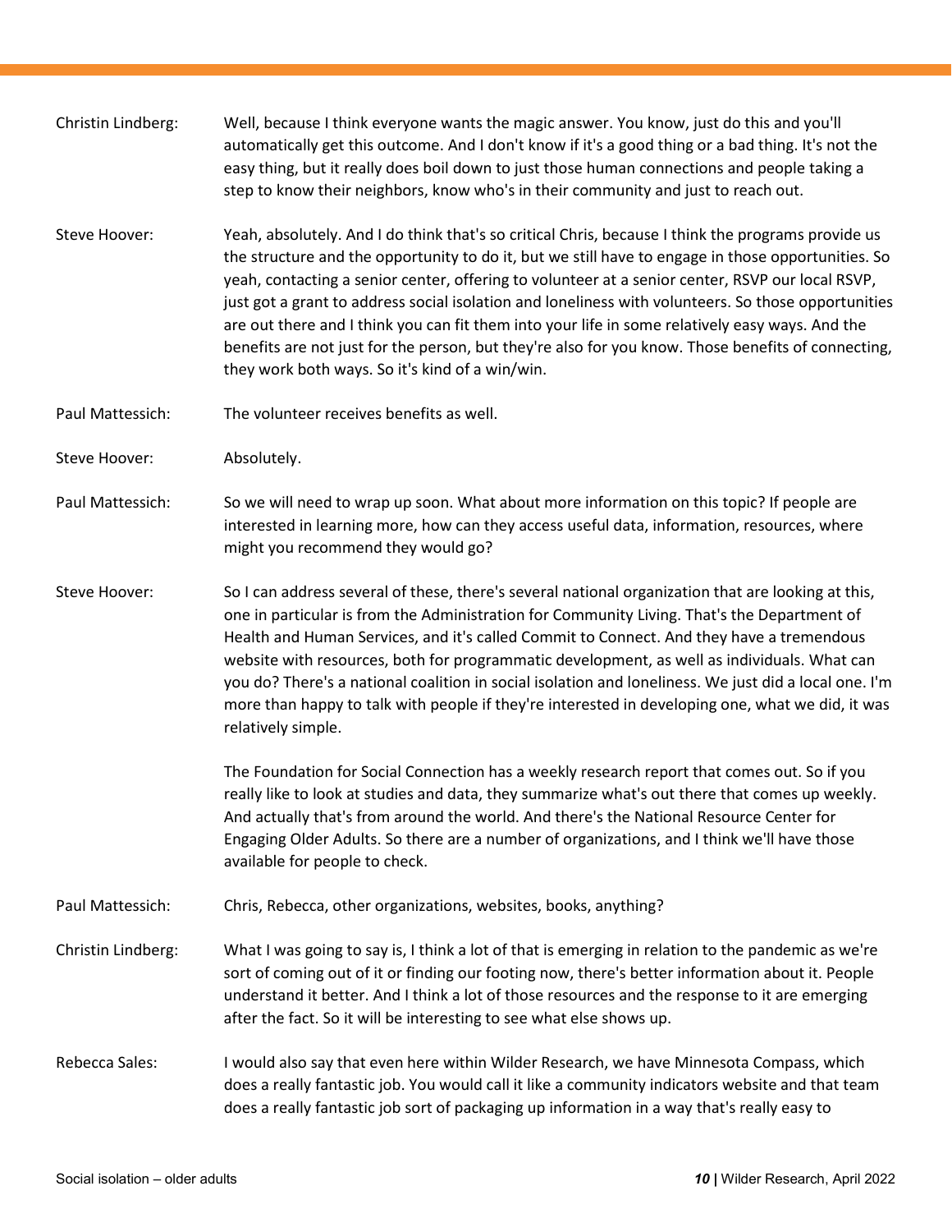Christin Lindberg: Well, because I think everyone wants the magic answer. You know, just do this and you'll automatically get this outcome. And I don't know if it's a good thing or a bad thing. It's not the easy thing, but it really does boil down to just those human connections and people taking a step to know their neighbors, know who's in their community and just to reach out.

Steve Hoover: Yeah, absolutely. And I do think that's so critical Chris, because I think the programs provide us the structure and the opportunity to do it, but we still have to engage in those opportunities. So yeah, contacting a senior center, offering to volunteer at a senior center, RSVP our local RSVP, just got a grant to address social isolation and loneliness with volunteers. So those opportunities are out there and I think you can fit them into your life in some relatively easy ways. And the benefits are not just for the person, but they're also for you know. Those benefits of connecting, they work both ways. So it's kind of a win/win.

Paul Mattessich: The volunteer receives benefits as well.

Steve Hoover: Absolutely.

Paul Mattessich: So we will need to wrap up soon. What about more information on this topic? If people are interested in learning more, how can they access useful data, information, resources, where might you recommend they would go?

Steve Hoover: So I can address several of these, there's several national organization that are looking at this, one in particular is from the Administration for Community Living. That's the Department of Health and Human Services, and it's called Commit to Connect. And they have a tremendous website with resources, both for programmatic development, as well as individuals. What can you do? There's a national coalition in social isolation and loneliness. We just did a local one. I'm more than happy to talk with people if they're interested in developing one, what we did, it was relatively simple.

The Foundation for Social Connection has a weekly research report that comes out. So if you really like to look at studies and data, they summarize what's out there that comes up weekly. And actually that's from around the world. And there's the National Resource Center for Engaging Older Adults. So there are a number of organizations, and I think we'll have those available for people to check.

Paul Mattessich: Chris, Rebecca, other organizations, websites, books, anything?

Christin Lindberg: What I was going to say is, I think a lot of that is emerging in relation to the pandemic as we're sort of coming out of it or finding our footing now, there's better information about it. People understand it better. And I think a lot of those resources and the response to it are emerging after the fact. So it will be interesting to see what else shows up.

Rebecca Sales: I would also say that even here within Wilder Research, we have Minnesota Compass, which does a really fantastic job. You would call it like a community indicators website and that team does a really fantastic job sort of packaging up information in a way that's really easy to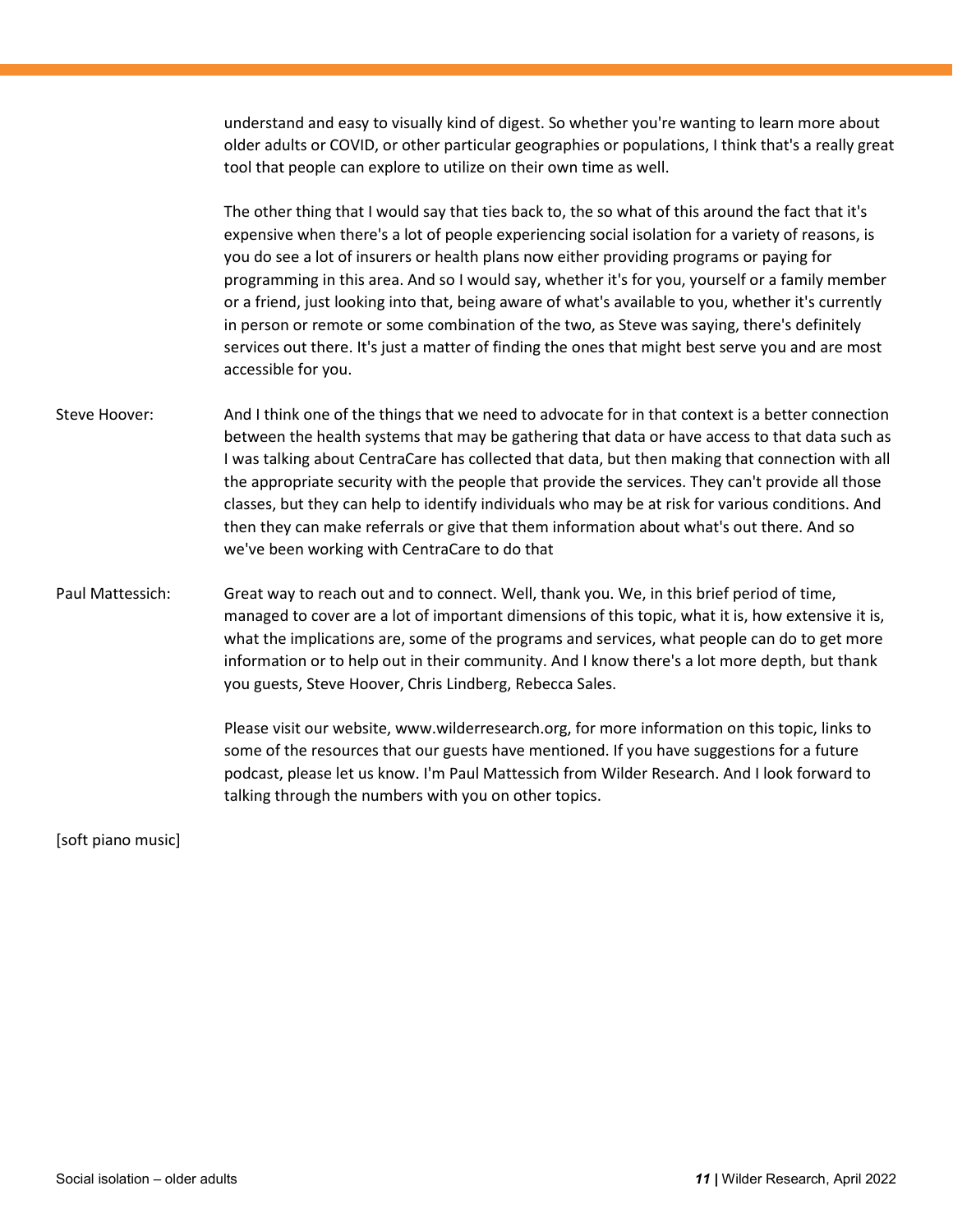understand and easy to visually kind of digest. So whether you're wanting to learn more about older adults or COVID, or other particular geographies or populations, I think that's a really great tool that people can explore to utilize on their own time as well.

The other thing that I would say that ties back to, the so what of this around the fact that it's expensive when there's a lot of people experiencing social isolation for a variety of reasons, is you do see a lot of insurers or health plans now either providing programs or paying for programming in this area. And so I would say, whether it's for you, yourself or a family member or a friend, just looking into that, being aware of what's available to you, whether it's currently in person or remote or some combination of the two, as Steve was saying, there's definitely services out there. It's just a matter of finding the ones that might best serve you and are most accessible for you.

Steve Hoover: And I think one of the things that we need to advocate for in that context is a better connection between the health systems that may be gathering that data or have access to that data such as I was talking about CentraCare has collected that data, but then making that connection with all the appropriate security with the people that provide the services. They can't provide all those classes, but they can help to identify individuals who may be at risk for various conditions. And then they can make referrals or give that them information about what's out there. And so we've been working with CentraCare to do that

Paul Mattessich: Great way to reach out and to connect. Well, thank you. We, in this brief period of time, managed to cover are a lot of important dimensions of this topic, what it is, how extensive it is, what the implications are, some of the programs and services, what people can do to get more information or to help out in their community. And I know there's a lot more depth, but thank you guests, Steve Hoover, Chris Lindberg, Rebecca Sales.

Please visit our website, www.wilderresearch.org, for more information on this topic, links to some of the resources that our guests have mentioned. If you have suggestions for a future podcast, please let us know. I'm Paul Mattessich from Wilder Research. And I look forward to talking through the numbers with you on other topics.

[soft piano music]